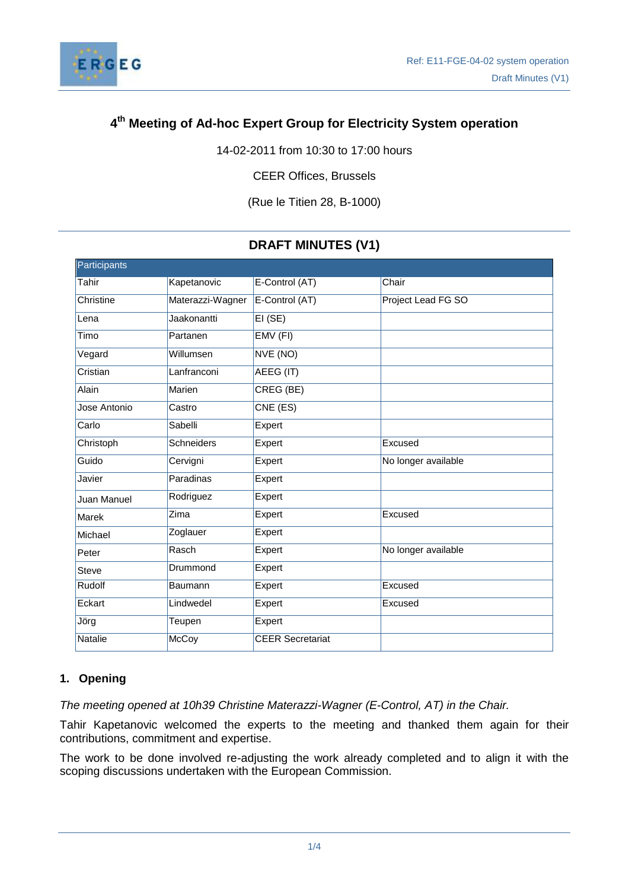Ref: E11-FGE-04-02 system operation
Draft Minutes (V1)

# 4th Meeting of Ad-hoc Expert Group for Electricity System operation

14-02-2011 from 10:30 to 17:00 hours

CEER Offices, Brussels

(Rue le Titien 28, B-1000)

## DRAFT MINUTES (V1)

| Participants | | | |
|---|---|---|---|
| Tahir | Kapetanovic | E-Control (AT) | Chair |
| Christine | Materazzi-Wagner | E-Control (AT) | Project Lead FG SO |
| Lena | Jaakonantti | EI (SE) | |
| Timo | Partanen | EMV (FI) | |
| Vegard | Willumsen | NVE (NO) | |
| Cristian | Lanfranconi | AEEG (IT) | |
| Alain | Marien | CREG (BE) | |
| Jose Antonio | Castro | CNE (ES) | |
| Carlo | Sabelli | Expert | |
| Christoph | Schneiders | Expert | Excused |
| Guido | Cervigni | Expert | No longer available |
| Javier | Paradinas | Expert | |
| Juan Manuel | Rodriguez | Expert | |
| Marek | Zima | Expert | Excused |
| Michael | Zoglauer | Expert | |
| Peter | Rasch | Expert | No longer available |
| Steve | Drummond | Expert | |
| Rudolf | Baumann | Expert | Excused |
| Eckart | Lindwedel | Expert | Excused |
| Jörg | Teupen | Expert | |
| Natalie | McCoy | CEER Secretariat | |

### 1. Opening

*The meeting opened at 10h39 Christine Materazzi-Wagner (E-Control, AT) in the Chair.*

Tahir Kapetanovic welcomed the experts to the meeting and thanked them again for their contributions, commitment and expertise.

The work to be done involved re-adjusting the work already completed and to align it with the scoping discussions undertaken with the European Commission.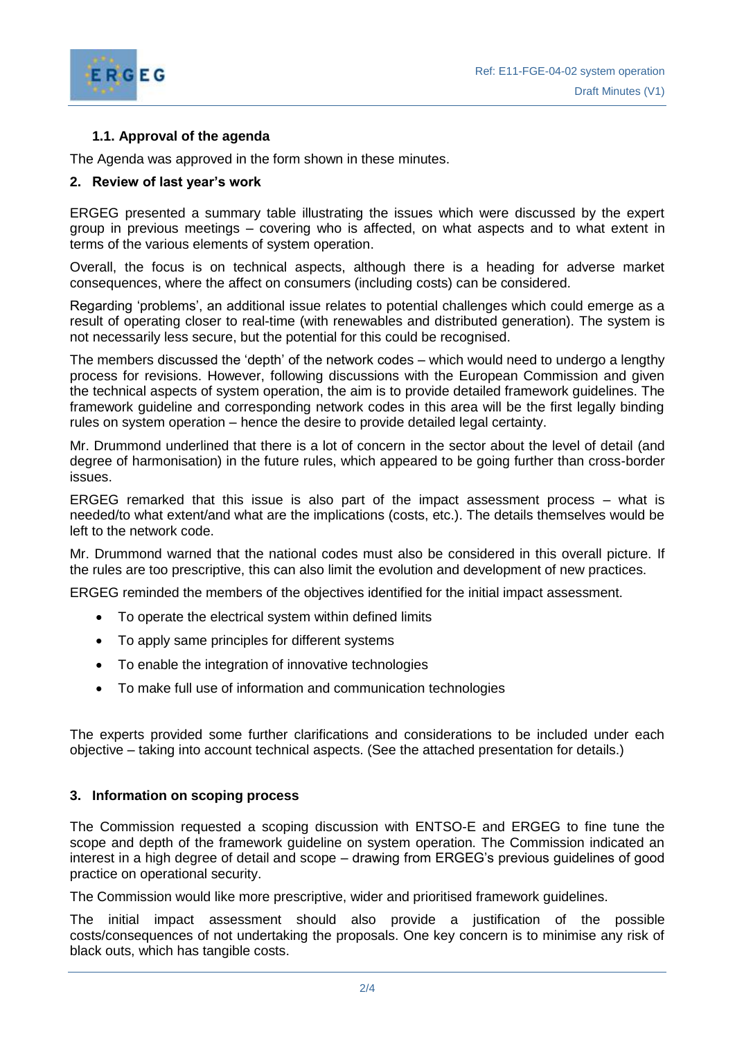### 1.1. Approval of the agenda

The Agenda was approved in the form shown in these minutes.

## 2. Review of last year's work

ERGEG presented a summary table illustrating the issues which were discussed by the expert group in previous meetings – covering who is affected, on what aspects and to what extent in terms of the various elements of system operation.

Overall, the focus is on technical aspects, although there is a heading for adverse market consequences, where the affect on consumers (including costs) can be considered.

Regarding 'problems', an additional issue relates to potential challenges which could emerge as a result of operating closer to real-time (with renewables and distributed generation). The system is not necessarily less secure, but the potential for this could be recognised.

The members discussed the 'depth' of the network codes – which would need to undergo a lengthy process for revisions. However, following discussions with the European Commission and given the technical aspects of system operation, the aim is to provide detailed framework guidelines. The framework guideline and corresponding network codes in this area will be the first legally binding rules on system operation – hence the desire to provide detailed legal certainty.

Mr. Drummond underlined that there is a lot of concern in the sector about the level of detail (and degree of harmonisation) in the future rules, which appeared to be going further than cross-border issues.

ERGEG remarked that this issue is also part of the impact assessment process – what is needed/to what extent/and what are the implications (costs, etc.). The details themselves would be left to the network code.

Mr. Drummond warned that the national codes must also be considered in this overall picture. If the rules are too prescriptive, this can also limit the evolution and development of new practices.

ERGEG reminded the members of the objectives identified for the initial impact assessment.

- To operate the electrical system within defined limits
- To apply same principles for different systems
- To enable the integration of innovative technologies
- To make full use of information and communication technologies

The experts provided some further clarifications and considerations to be included under each objective – taking into account technical aspects. (See the attached presentation for details.)

## 3. Information on scoping process

The Commission requested a scoping discussion with ENTSO-E and ERGEG to fine tune the scope and depth of the framework guideline on system operation. The Commission indicated an interest in a high degree of detail and scope – drawing from ERGEG's previous guidelines of good practice on operational security.

The Commission would like more prescriptive, wider and prioritised framework guidelines.

The initial impact assessment should also provide a justification of the possible costs/consequences of not undertaking the proposals. One key concern is to minimise any risk of black outs, which has tangible costs.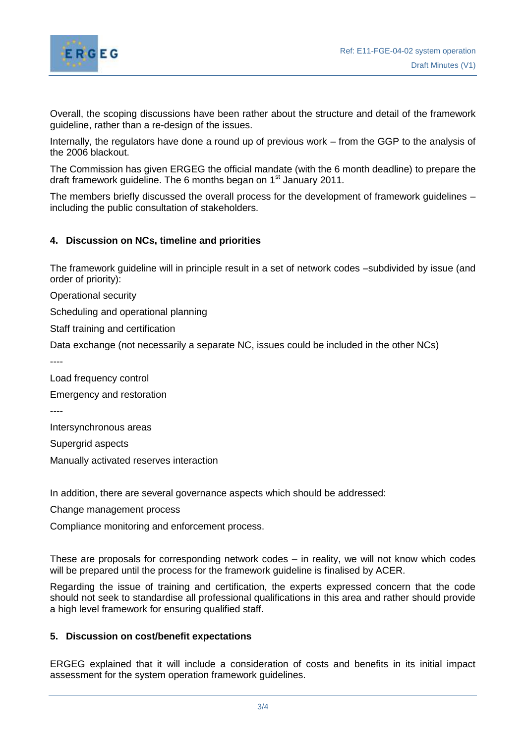Overall, the scoping discussions have been rather about the structure and detail of the framework guideline, rather than a re-design of the issues.

Internally, the regulators have done a round up of previous work – from the GGP to the analysis of the 2006 blackout.

The Commission has given ERGEG the official mandate (with the 6 month deadline) to prepare the draft framework guideline. The 6 months began on 1st January 2011.

The members briefly discussed the overall process for the development of framework guidelines – including the public consultation of stakeholders.

## 4. Discussion on NCs, timeline and priorities

The framework guideline will in principle result in a set of network codes –subdivided by issue (and order of priority):

Operational security

Scheduling and operational planning

Staff training and certification

Data exchange (not necessarily a separate NC, issues could be included in the other NCs)

----

Load frequency control

Emergency and restoration

----

Intersynchronous areas

Supergrid aspects

Manually activated reserves interaction

In addition, there are several governance aspects which should be addressed:

Change management process

Compliance monitoring and enforcement process.

These are proposals for corresponding network codes – in reality, we will not know which codes will be prepared until the process for the framework guideline is finalised by ACER.

Regarding the issue of training and certification, the experts expressed concern that the code should not seek to standardise all professional qualifications in this area and rather should provide a high level framework for ensuring qualified staff.

## 5. Discussion on cost/benefit expectations

ERGEG explained that it will include a consideration of costs and benefits in its initial impact assessment for the system operation framework guidelines.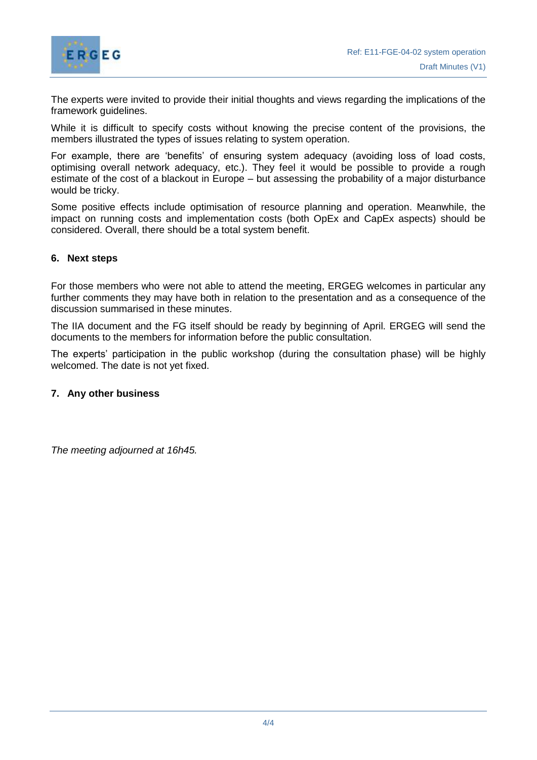The experts were invited to provide their initial thoughts and views regarding the implications of the framework guidelines.

While it is difficult to specify costs without knowing the precise content of the provisions, the members illustrated the types of issues relating to system operation.

For example, there are 'benefits' of ensuring system adequacy (avoiding loss of load costs, optimising overall network adequacy, etc.). They feel it would be possible to provide a rough estimate of the cost of a blackout in Europe – but assessing the probability of a major disturbance would be tricky.

Some positive effects include optimisation of resource planning and operation. Meanwhile, the impact on running costs and implementation costs (both OpEx and CapEx aspects) should be considered. Overall, there should be a total system benefit.

## 6. Next steps

For those members who were not able to attend the meeting, ERGEG welcomes in particular any further comments they may have both in relation to the presentation and as a consequence of the discussion summarised in these minutes.

The IIA document and the FG itself should be ready by beginning of April. ERGEG will send the documents to the members for information before the public consultation.

The experts' participation in the public workshop (during the consultation phase) will be highly welcomed. The date is not yet fixed.

## 7. Any other business

*The meeting adjourned at 16h45.*